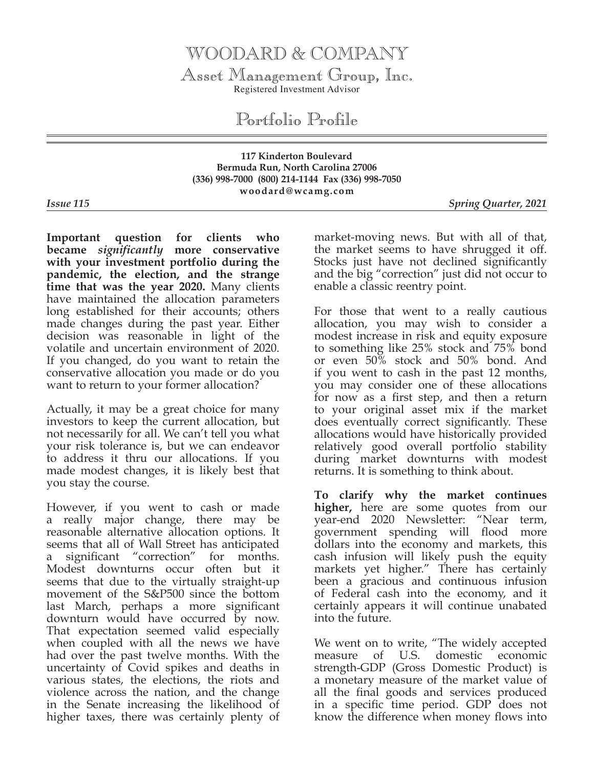# WOODARD & COMPANY

## Asset Management Group, Inc.

Registered Investment Advisor

# Portfolio Profile

**117 Kinderton Boulevard**
**Bermuda Run, North Carolina 27006**
**(336) 998-7000 (800) 214-1144 Fax (336) 998-7050**
**woodard@wcamg.com**

***Issue 115*** ***Spring Quarter, 2021***

**Important question for clients who became *significantly* more conservative with your investment portfolio during the pandemic, the election, and the strange time that was the year 2020.** Many clients have maintained the allocation parameters long established for their accounts; others made changes during the past year. Either decision was reasonable in light of the volatile and uncertain environment of 2020. If you changed, do you want to retain the conservative allocation you made or do you want to return to your former allocation?

Actually, it may be a great choice for many investors to keep the current allocation, but not necessarily for all. We can't tell you what your risk tolerance is, but we can endeavor to address it thru our allocations. If you made modest changes, it is likely best that you stay the course.

However, if you went to cash or made a really major change, there may be reasonable alternative allocation options. It seems that all of Wall Street has anticipated a significant "correction" for months. Modest downturns occur often but it seems that due to the virtually straight-up movement of the S&P500 since the bottom last March, perhaps a more significant downturn would have occurred by now. That expectation seemed valid especially when coupled with all the news we have had over the past twelve months. With the uncertainty of Covid spikes and deaths in various states, the elections, the riots and violence across the nation, and the change in the Senate increasing the likelihood of higher taxes, there was certainly plenty of market-moving news. But with all of that, the market seems to have shrugged it off. Stocks just have not declined significantly and the big "correction" just did not occur to enable a classic reentry point.

For those that went to a really cautious allocation, you may wish to consider a modest increase in risk and equity exposure to something like 25% stock and 75% bond or even 50% stock and 50% bond. And if you went to cash in the past 12 months, you may consider one of these allocations for now as a first step, and then a return to your original asset mix if the market does eventually correct significantly. These allocations would have historically provided relatively good overall portfolio stability during market downturns with modest returns. It is something to think about.

**To clarify why the market continues higher,** here are some quotes from our year-end 2020 Newsletter: "Near term, government spending will flood more dollars into the economy and markets, this cash infusion will likely push the equity markets yet higher." There has certainly been a gracious and continuous infusion of Federal cash into the economy, and it certainly appears it will continue unabated into the future.

We went on to write, "The widely accepted measure of U.S. domestic economic strength-GDP (Gross Domestic Product) is a monetary measure of the market value of all the final goods and services produced in a specific time period. GDP does not know the difference when money flows into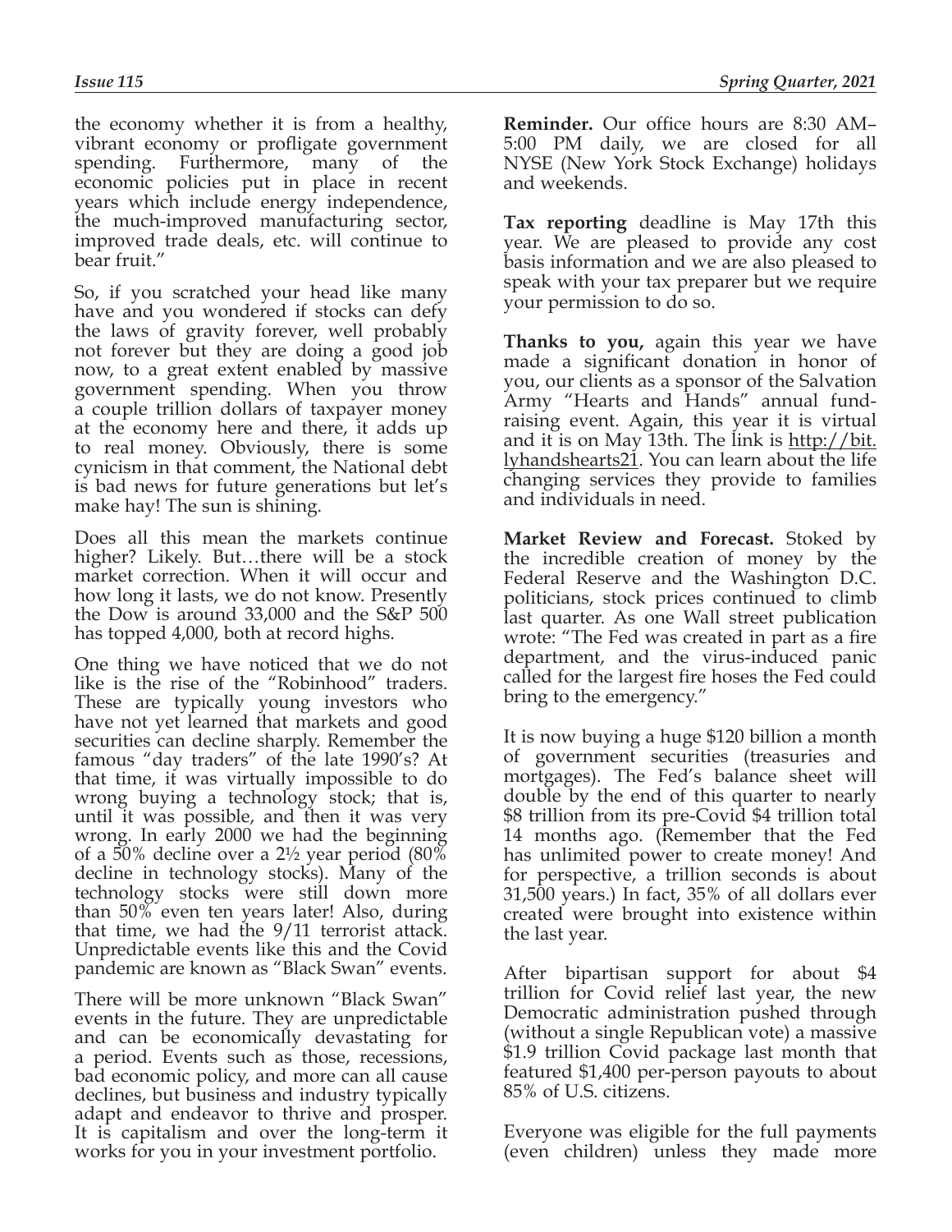the economy whether it is from a healthy, vibrant economy or profligate government spending. Furthermore, many of the economic policies put in place in recent years which include energy independence, the much-improved manufacturing sector, improved trade deals, etc. will continue to bear fruit."

So, if you scratched your head like many have and you wondered if stocks can defy the laws of gravity forever, well probably not forever but they are doing a good job now, to a great extent enabled by massive government spending. When you throw a couple trillion dollars of taxpayer money at the economy here and there, it adds up to real money. Obviously, there is some cynicism in that comment, the National debt is bad news for future generations but let's make hay! The sun is shining.

Does all this mean the markets continue higher? Likely. But…there will be a stock market correction. When it will occur and how long it lasts, we do not know. Presently the Dow is around 33,000 and the S&P 500 has topped 4,000, both at record highs.

One thing we have noticed that we do not like is the rise of the "Robinhood" traders. These are typically young investors who have not yet learned that markets and good securities can decline sharply. Remember the famous "day traders" of the late 1990's? At that time, it was virtually impossible to do wrong buying a technology stock; that is, until it was possible, and then it was very wrong. In early 2000 we had the beginning of a 50% decline over a 2½ year period (80% decline in technology stocks). Many of the technology stocks were still down more than 50% even ten years later! Also, during that time, we had the 9/11 terrorist attack. Unpredictable events like this and the Covid pandemic are known as "Black Swan" events.

There will be more unknown "Black Swan" events in the future. They are unpredictable and can be economically devastating for a period. Events such as those, recessions, bad economic policy, and more can all cause declines, but business and industry typically adapt and endeavor to thrive and prosper. It is capitalism and over the long-term it works for you in your investment portfolio.

**Reminder.** Our office hours are 8:30 AM–5:00 PM daily, we are closed for all NYSE (New York Stock Exchange) holidays and weekends.

**Tax reporting** deadline is May 17th this year. We are pleased to provide any cost basis information and we are also pleased to speak with your tax preparer but we require your permission to do so.

**Thanks to you,** again this year we have made a significant donation in honor of you, our clients as a sponsor of the Salvation Army "Hearts and Hands" annual fund-raising event. Again, this year it is virtual and it is on May 13th. The link is http://bit.lyhandshearts21. You can learn about the life changing services they provide to families and individuals in need.

**Market Review and Forecast.** Stoked by the incredible creation of money by the Federal Reserve and the Washington D.C. politicians, stock prices continued to climb last quarter. As one Wall street publication wrote: "The Fed was created in part as a fire department, and the virus-induced panic called for the largest fire hoses the Fed could bring to the emergency."

It is now buying a huge $120 billion a month of government securities (treasuries and mortgages). The Fed's balance sheet will double by the end of this quarter to nearly $8 trillion from its pre-Covid $4 trillion total 14 months ago. (Remember that the Fed has unlimited power to create money! And for perspective, a trillion seconds is about 31,500 years.) In fact, 35% of all dollars ever created were brought into existence within the last year.

After bipartisan support for about $4 trillion for Covid relief last year, the new Democratic administration pushed through (without a single Republican vote) a massive $1.9 trillion Covid package last month that featured $1,400 per-person payouts to about 85% of U.S. citizens.

Everyone was eligible for the full payments (even children) unless they made more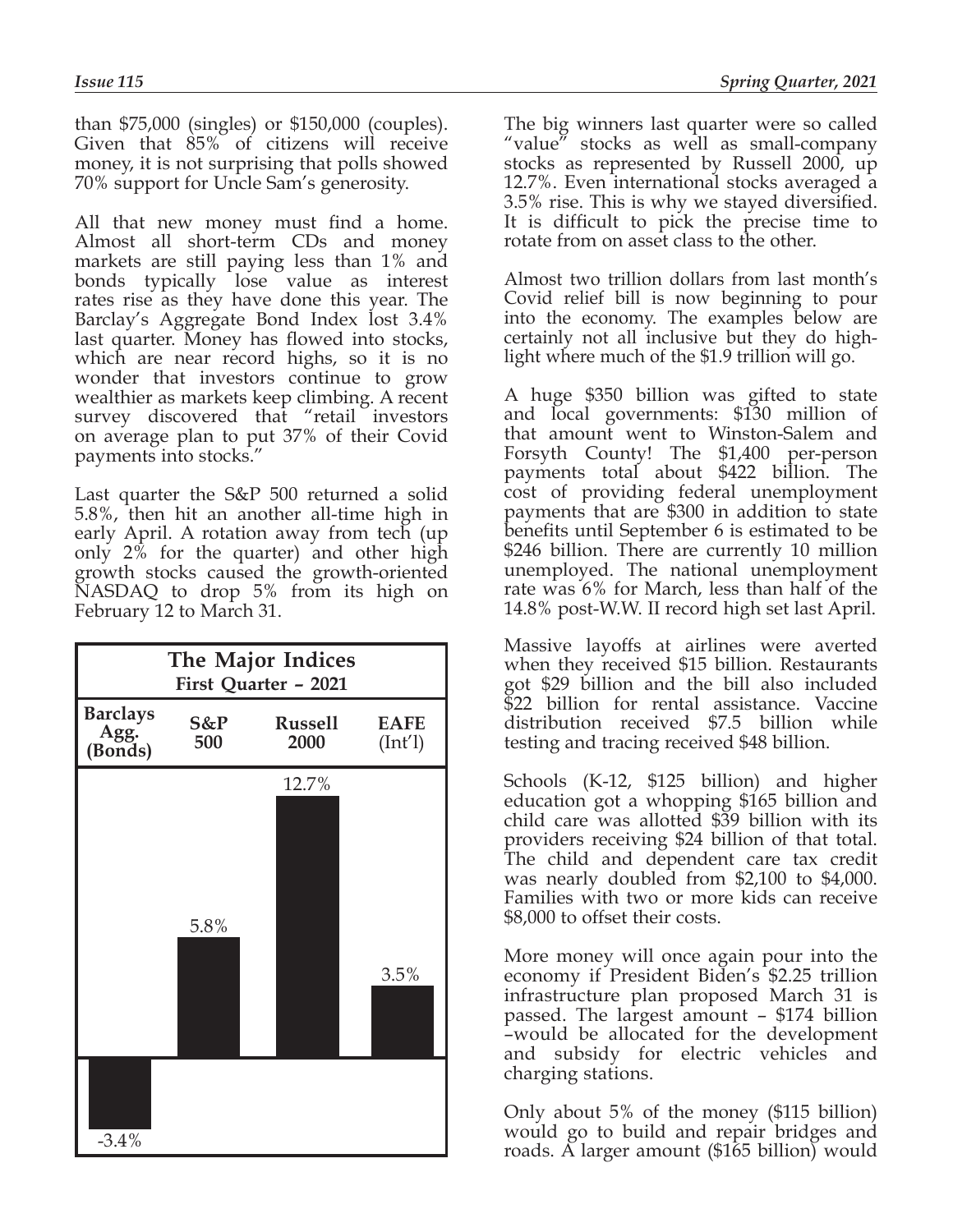than $75,000 (singles) or $150,000 (couples). Given that 85% of citizens will receive money, it is not surprising that polls showed 70% support for Uncle Sam's generosity.

All that new money must find a home. Almost all short-term CDs and money markets are still paying less than 1% and bonds typically lose value as interest rates rise as they have done this year. The Barclay's Aggregate Bond Index lost 3.4% last quarter. Money has flowed into stocks, which are near record highs, so it is no wonder that investors continue to grow wealthier as markets keep climbing. A recent survey discovered that "retail investors on average plan to put 37% of their Covid payments into stocks."

Last quarter the S&P 500 returned a solid 5.8%, then hit an another all-time high in early April. A rotation away from tech (up only 2% for the quarter) and other high growth stocks caused the growth-oriented NASDAQ to drop 5% from its high on February 12 to March 31.

**The Major Indices**
**First Quarter – 2021**

| Barclays Agg. (Bonds) | S&P 500 | Russell 2000 | EAFE (Int'l) |
|---|---|---|---|
| -3.4% | 5.8% | 12.7% | 3.5% |

The big winners last quarter were so called "value" stocks as well as small-company stocks as represented by Russell 2000, up 12.7%. Even international stocks averaged a 3.5% rise. This is why we stayed diversified. It is difficult to pick the precise time to rotate from on asset class to the other.

Almost two trillion dollars from last month's Covid relief bill is now beginning to pour into the economy. The examples below are certainly not all inclusive but they do highlight where much of the $1.9 trillion will go.

A huge $350 billion was gifted to state and local governments: $130 million of that amount went to Winston-Salem and Forsyth County! The $1,400 per-person payments total about $422 billion. The cost of providing federal unemployment payments that are $300 in addition to state benefits until September 6 is estimated to be $246 billion. There are currently 10 million unemployed. The national unemployment rate was 6% for March, less than half of the 14.8% post-W.W. II record high set last April.

Massive layoffs at airlines were averted when they received $15 billion. Restaurants got $29 billion and the bill also included $22 billion for rental assistance. Vaccine distribution received $7.5 billion while testing and tracing received $48 billion.

Schools (K-12, $125 billion) and higher education got a whopping $165 billion and child care was allotted $39 billion with its providers receiving $24 billion of that total. The child and dependent care tax credit was nearly doubled from $2,100 to $4,000. Families with two or more kids can receive $8,000 to offset their costs.

More money will once again pour into the economy if President Biden's $2.25 trillion infrastructure plan proposed March 31 is passed. The largest amount – $174 billion –would be allocated for the development and subsidy for electric vehicles and charging stations.

Only about 5% of the money ($115 billion) would go to build and repair bridges and roads. A larger amount ($165 billion) would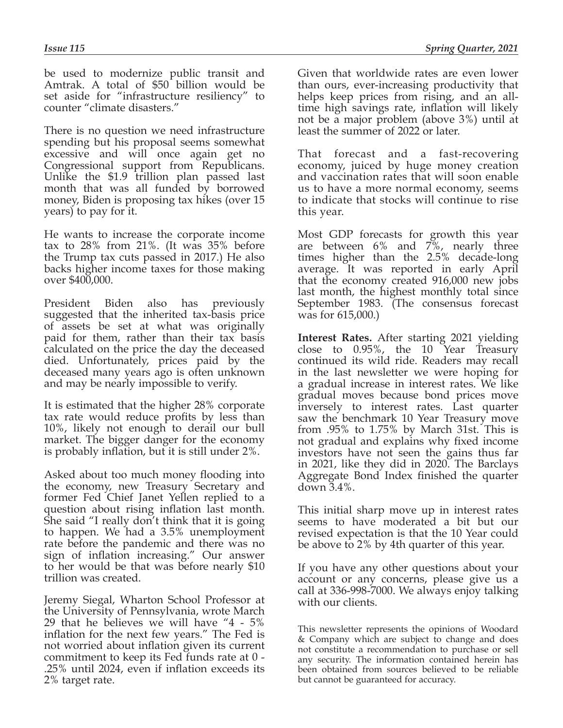be used to modernize public transit and Amtrak. A total of $50 billion would be set aside for "infrastructure resiliency" to counter "climate disasters."

There is no question we need infrastructure spending but his proposal seems somewhat excessive and will once again get no Congressional support from Republicans. Unlike the $1.9 trillion plan passed last month that was all funded by borrowed money, Biden is proposing tax hikes (over 15 years) to pay for it.

He wants to increase the corporate income tax to 28% from 21%. (It was 35% before the Trump tax cuts passed in 2017.) He also backs higher income taxes for those making over $400,000.

President Biden also has previously suggested that the inherited tax-basis price of assets be set at what was originally paid for them, rather than their tax basis calculated on the price the day the deceased died. Unfortunately, prices paid by the deceased many years ago is often unknown and may be nearly impossible to verify.

It is estimated that the higher 28% corporate tax rate would reduce profits by less than 10%, likely not enough to derail our bull market. The bigger danger for the economy is probably inflation, but it is still under 2%.

Asked about too much money flooding into the economy, new Treasury Secretary and former Fed Chief Janet Yellen replied to a question about rising inflation last month. She said "I really don't think that it is going to happen. We had a 3.5% unemployment rate before the pandemic and there was no sign of inflation increasing." Our answer to her would be that was before nearly $10 trillion was created.

Jeremy Siegal, Wharton School Professor at the University of Pennsylvania, wrote March 29 that he believes we will have "4 - 5% inflation for the next few years." The Fed is not worried about inflation given its current commitment to keep its Fed funds rate at 0 - .25% until 2024, even if inflation exceeds its 2% target rate.

Given that worldwide rates are even lower than ours, ever-increasing productivity that helps keep prices from rising, and an all-time high savings rate, inflation will likely not be a major problem (above 3%) until at least the summer of 2022 or later.

That forecast and a fast-recovering economy, juiced by huge money creation and vaccination rates that will soon enable us to have a more normal economy, seems to indicate that stocks will continue to rise this year.

Most GDP forecasts for growth this year are between 6% and 7%, nearly three times higher than the 2.5% decade-long average. It was reported in early April that the economy created 916,000 new jobs last month, the highest monthly total since September 1983. (The consensus forecast was for 615,000.)

**Interest Rates.** After starting 2021 yielding close to 0.95%, the 10 Year Treasury continued its wild ride. Readers may recall in the last newsletter we were hoping for a gradual increase in interest rates. We like gradual moves because bond prices move inversely to interest rates. Last quarter saw the benchmark 10 Year Treasury move from .95% to 1.75% by March 31st. This is not gradual and explains why fixed income investors have not seen the gains thus far in 2021, like they did in 2020. The Barclays Aggregate Bond Index finished the quarter down 3.4%.

This initial sharp move up in interest rates seems to have moderated a bit but our revised expectation is that the 10 Year could be above to 2% by 4th quarter of this year.

If you have any other questions about your account or any concerns, please give us a call at 336-998-7000. We always enjoy talking with our clients.

This newsletter represents the opinions of Woodard & Company which are subject to change and does not constitute a recommendation to purchase or sell any security. The information contained herein has been obtained from sources believed to be reliable but cannot be guaranteed for accuracy.